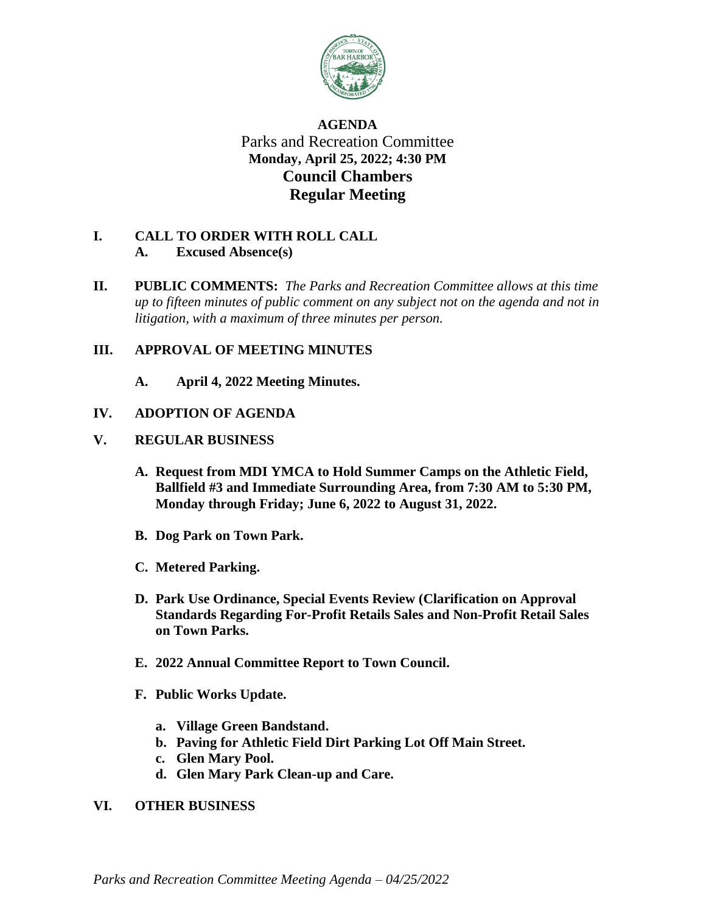# AGENDA

## Parks and Recreation Committee

**Monday, April 25, 2022; 4:30 PM**

**Council Chambers**

**Regular Meeting**

**I. CALL TO ORDER WITH ROLL CALL**

- **A. Excused Absence(s)**

**II. PUBLIC COMMENTS:** *The Parks and Recreation Committee allows at this time up to fifteen minutes of public comment on any subject not on the agenda and not in litigation, with a maximum of three minutes per person.*

**III. APPROVAL OF MEETING MINUTES**

- **A. April 4, 2022 Meeting Minutes.**

**IV. ADOPTION OF AGENDA**

**V. REGULAR BUSINESS**

- **A. Request from MDI YMCA to Hold Summer Camps on the Athletic Field, Ballfield #3 and Immediate Surrounding Area, from 7:30 AM to 5:30 PM, Monday through Friday; June 6, 2022 to August 31, 2022.**
- **B. Dog Park on Town Park.**
- **C. Metered Parking.**
- **D. Park Use Ordinance, Special Events Review (Clarification on Approval Standards Regarding For-Profit Retails Sales and Non-Profit Retail Sales on Town Parks.**
- **E. 2022 Annual Committee Report to Town Council.**
- **F. Public Works Update.**
  - **a. Village Green Bandstand.**
  - **b. Paving for Athletic Field Dirt Parking Lot Off Main Street.**
  - **c. Glen Mary Pool.**
  - **d. Glen Mary Park Clean-up and Care.**

**VI. OTHER BUSINESS**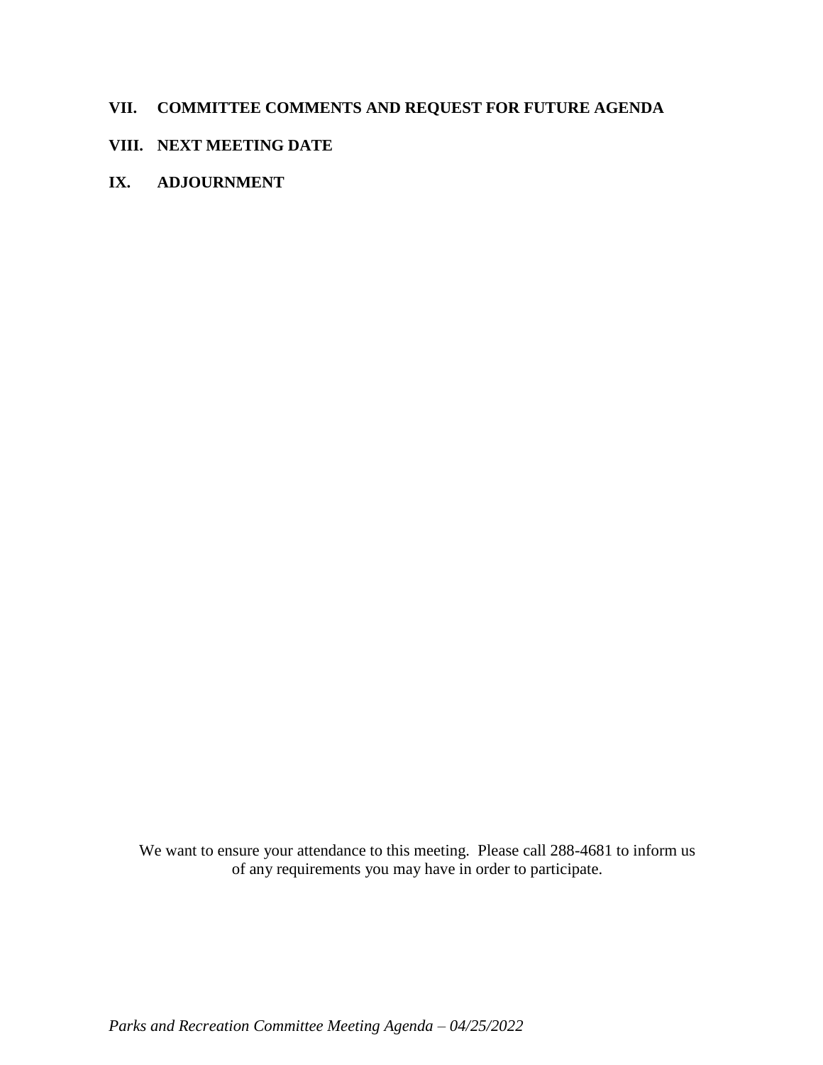**VII. COMMITTEE COMMENTS AND REQUEST FOR FUTURE AGENDA**

**VIII. NEXT MEETING DATE**

**IX. ADJOURNMENT**

We want to ensure your attendance to this meeting. Please call 288-4681 to inform us of any requirements you may have in order to participate.